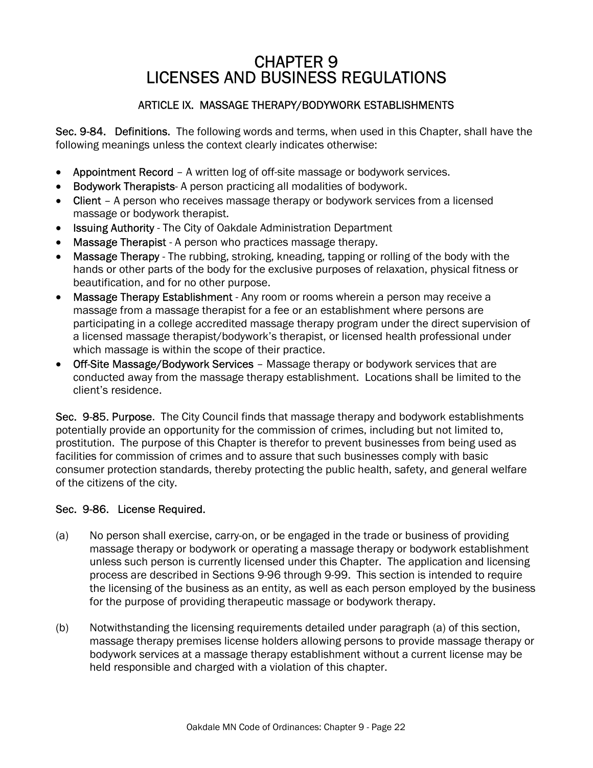# CHAPTER 9
# LICENSES AND BUSINESS REGULATIONS

## ARTICLE IX. MASSAGE THERAPY/BODYWORK ESTABLISHMENTS

**Sec. 9-84. Definitions.** The following words and terms, when used in this Chapter, shall have the following meanings unless the context clearly indicates otherwise:

- **Appointment Record** – A written log of off-site massage or bodywork services.
- **Bodywork Therapists**- A person practicing all modalities of bodywork.
- **Client** – A person who receives massage therapy or bodywork services from a licensed massage or bodywork therapist.
- **Issuing Authority** - The City of Oakdale Administration Department
- **Massage Therapist** - A person who practices massage therapy.
- **Massage Therapy** - The rubbing, stroking, kneading, tapping or rolling of the body with the hands or other parts of the body for the exclusive purposes of relaxation, physical fitness or beautification, and for no other purpose.
- **Massage Therapy Establishment** - Any room or rooms wherein a person may receive a massage from a massage therapist for a fee or an establishment where persons are participating in a college accredited massage therapy program under the direct supervision of a licensed massage therapist/bodywork's therapist, or licensed health professional under which massage is within the scope of their practice.
- **Off-Site Massage/Bodywork Services** – Massage therapy or bodywork services that are conducted away from the massage therapy establishment. Locations shall be limited to the client's residence.

**Sec. 9-85. Purpose.** The City Council finds that massage therapy and bodywork establishments potentially provide an opportunity for the commission of crimes, including but not limited to, prostitution. The purpose of this Chapter is therefor to prevent businesses from being used as facilities for commission of crimes and to assure that such businesses comply with basic consumer protection standards, thereby protecting the public health, safety, and general welfare of the citizens of the city.

**Sec. 9-86. License Required.**

(a) No person shall exercise, carry-on, or be engaged in the trade or business of providing massage therapy or bodywork or operating a massage therapy or bodywork establishment unless such person is currently licensed under this Chapter. The application and licensing process are described in Sections 9-96 through 9-99. This section is intended to require the licensing of the business as an entity, as well as each person employed by the business for the purpose of providing therapeutic massage or bodywork therapy.

(b) Notwithstanding the licensing requirements detailed under paragraph (a) of this section, massage therapy premises license holders allowing persons to provide massage therapy or bodywork services at a massage therapy establishment without a current license may be held responsible and charged with a violation of this chapter.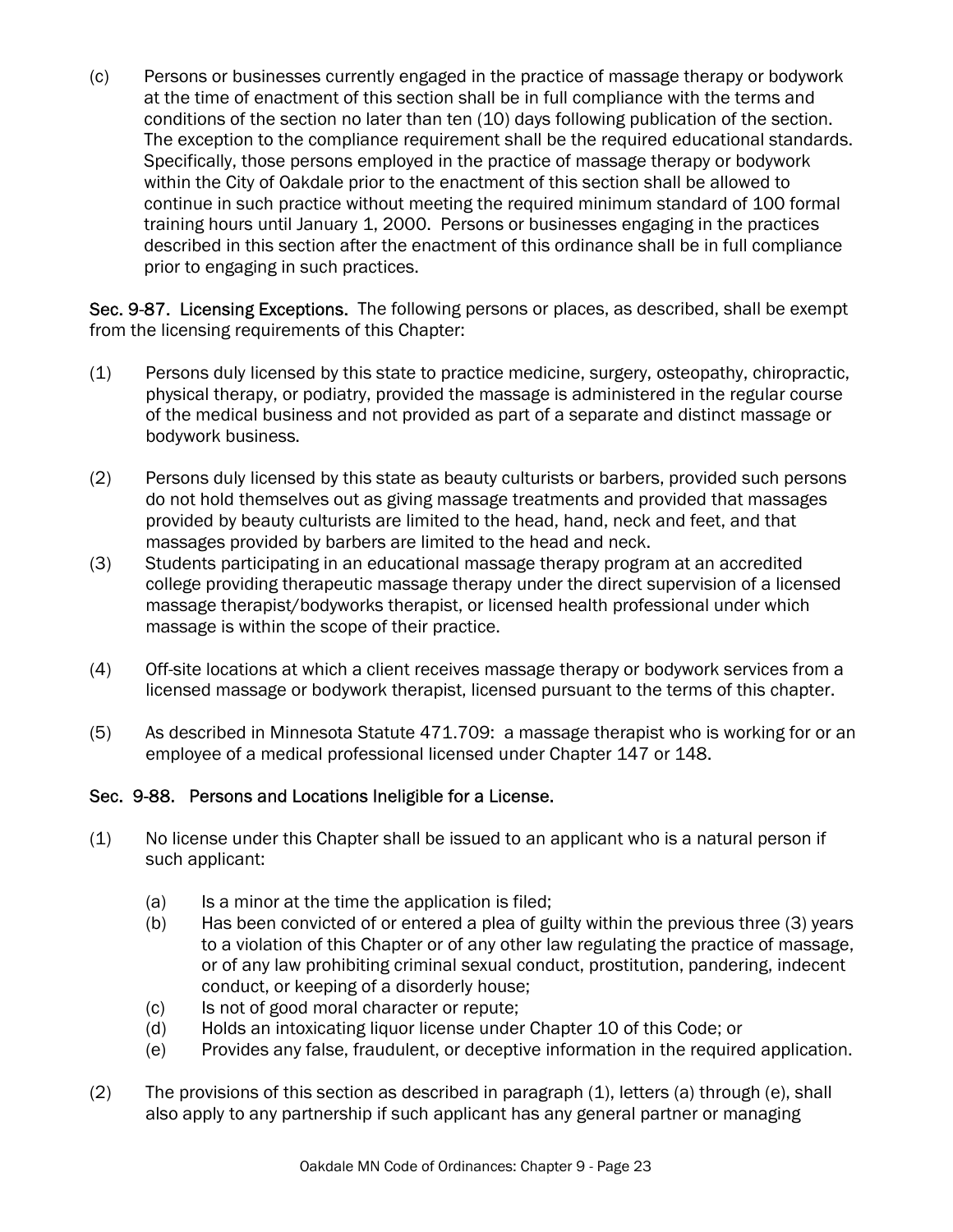(c) Persons or businesses currently engaged in the practice of massage therapy or bodywork at the time of enactment of this section shall be in full compliance with the terms and conditions of the section no later than ten (10) days following publication of the section. The exception to the compliance requirement shall be the required educational standards. Specifically, those persons employed in the practice of massage therapy or bodywork within the City of Oakdale prior to the enactment of this section shall be allowed to continue in such practice without meeting the required minimum standard of 100 formal training hours until January 1, 2000. Persons or businesses engaging in the practices described in this section after the enactment of this ordinance shall be in full compliance prior to engaging in such practices.

**Sec. 9-87. Licensing Exceptions.** The following persons or places, as described, shall be exempt from the licensing requirements of this Chapter:

(1) Persons duly licensed by this state to practice medicine, surgery, osteopathy, chiropractic, physical therapy, or podiatry, provided the massage is administered in the regular course of the medical business and not provided as part of a separate and distinct massage or bodywork business.

(2) Persons duly licensed by this state as beauty culturists or barbers, provided such persons do not hold themselves out as giving massage treatments and provided that massages provided by beauty culturists are limited to the head, hand, neck and feet, and that massages provided by barbers are limited to the head and neck.

(3) Students participating in an educational massage therapy program at an accredited college providing therapeutic massage therapy under the direct supervision of a licensed massage therapist/bodyworks therapist, or licensed health professional under which massage is within the scope of their practice.

(4) Off-site locations at which a client receives massage therapy or bodywork services from a licensed massage or bodywork therapist, licensed pursuant to the terms of this chapter.

(5) As described in Minnesota Statute 471.709: a massage therapist who is working for or an employee of a medical professional licensed under Chapter 147 or 148.

**Sec. 9-88. Persons and Locations Ineligible for a License.**

(1) No license under this Chapter shall be issued to an applicant who is a natural person if such applicant:

   (a) Is a minor at the time the application is filed;
   (b) Has been convicted of or entered a plea of guilty within the previous three (3) years to a violation of this Chapter or of any other law regulating the practice of massage, or of any law prohibiting criminal sexual conduct, prostitution, pandering, indecent conduct, or keeping of a disorderly house;
   (c) Is not of good moral character or repute;
   (d) Holds an intoxicating liquor license under Chapter 10 of this Code; or
   (e) Provides any false, fraudulent, or deceptive information in the required application.

(2) The provisions of this section as described in paragraph (1), letters (a) through (e), shall also apply to any partnership if such applicant has any general partner or managing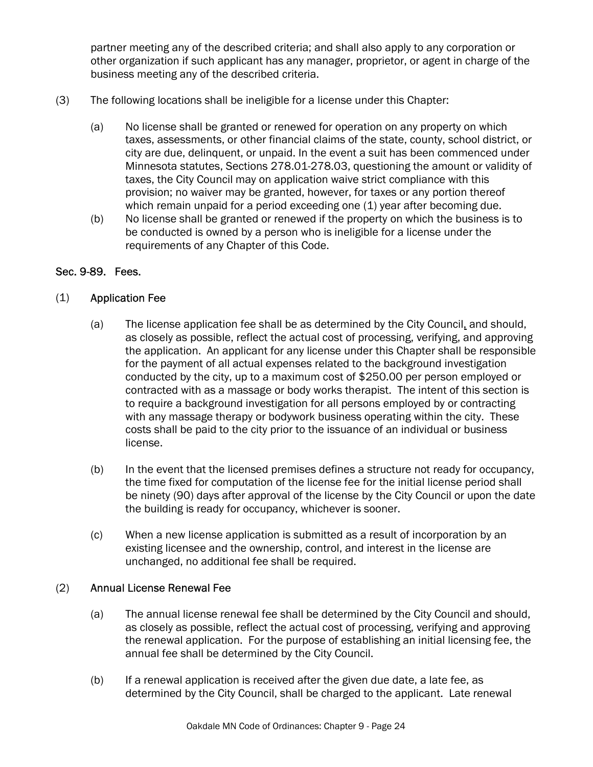partner meeting any of the described criteria; and shall also apply to any corporation or other organization if such applicant has any manager, proprietor, or agent in charge of the business meeting any of the described criteria.

(3) The following locations shall be ineligible for a license under this Chapter:

(a) No license shall be granted or renewed for operation on any property on which taxes, assessments, or other financial claims of the state, county, school district, or city are due, delinquent, or unpaid. In the event a suit has been commenced under Minnesota statutes, Sections 278.01-278.03, questioning the amount or validity of taxes, the City Council may on application waive strict compliance with this provision; no waiver may be granted, however, for taxes or any portion thereof which remain unpaid for a period exceeding one (1) year after becoming due.

(b) No license shall be granted or renewed if the property on which the business is to be conducted is owned by a person who is ineligible for a license under the requirements of any Chapter of this Code.

## Sec. 9-89. Fees.

(1) Application Fee

(a) The license application fee shall be as determined by the City Council, and should, as closely as possible, reflect the actual cost of processing, verifying, and approving the application. An applicant for any license under this Chapter shall be responsible for the payment of all actual expenses related to the background investigation conducted by the city, up to a maximum cost of $250.00 per person employed or contracted with as a massage or body works therapist. The intent of this section is to require a background investigation for all persons employed by or contracting with any massage therapy or bodywork business operating within the city. These costs shall be paid to the city prior to the issuance of an individual or business license.

(b) In the event that the licensed premises defines a structure not ready for occupancy, the time fixed for computation of the license fee for the initial license period shall be ninety (90) days after approval of the license by the City Council or upon the date the building is ready for occupancy, whichever is sooner.

(c) When a new license application is submitted as a result of incorporation by an existing licensee and the ownership, control, and interest in the license are unchanged, no additional fee shall be required.

(2) Annual License Renewal Fee

(a) The annual license renewal fee shall be determined by the City Council and should, as closely as possible, reflect the actual cost of processing, verifying and approving the renewal application. For the purpose of establishing an initial licensing fee, the annual fee shall be determined by the City Council.

(b) If a renewal application is received after the given due date, a late fee, as determined by the City Council, shall be charged to the applicant. Late renewal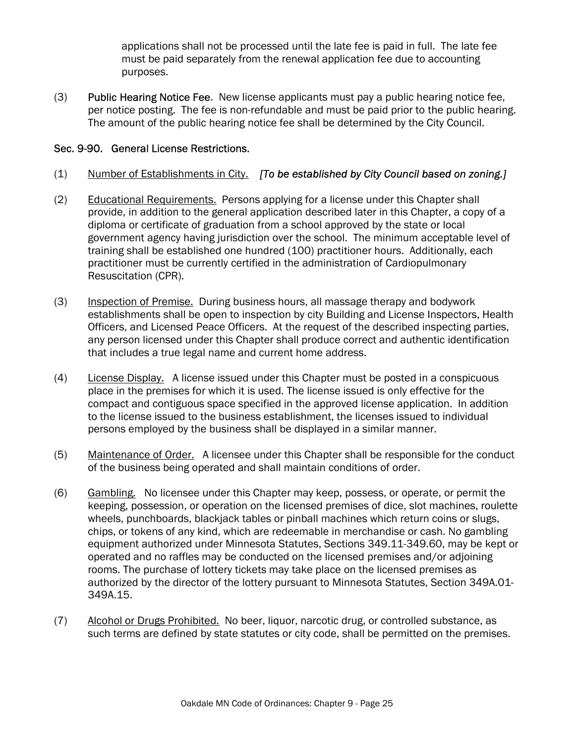applications shall not be processed until the late fee is paid in full. The late fee must be paid separately from the renewal application fee due to accounting purposes.

(3) **Public Hearing Notice Fee**. New license applicants must pay a public hearing notice fee, per notice posting. The fee is non-refundable and must be paid prior to the public hearing. The amount of the public hearing notice fee shall be determined by the City Council.

### Sec. 9-90. General License Restrictions.

(1) Number of Establishments in City. *[To be established by City Council based on zoning.]*

(2) Educational Requirements. Persons applying for a license under this Chapter shall provide, in addition to the general application described later in this Chapter, a copy of a diploma or certificate of graduation from a school approved by the state or local government agency having jurisdiction over the school. The minimum acceptable level of training shall be established one hundred (100) practitioner hours. Additionally, each practitioner must be currently certified in the administration of Cardiopulmonary Resuscitation (CPR).

(3) Inspection of Premise. During business hours, all massage therapy and bodywork establishments shall be open to inspection by city Building and License Inspectors, Health Officers, and Licensed Peace Officers. At the request of the described inspecting parties, any person licensed under this Chapter shall produce correct and authentic identification that includes a true legal name and current home address.

(4) License Display. A license issued under this Chapter must be posted in a conspicuous place in the premises for which it is used. The license issued is only effective for the compact and contiguous space specified in the approved license application. In addition to the license issued to the business establishment, the licenses issued to individual persons employed by the business shall be displayed in a similar manner.

(5) Maintenance of Order. A licensee under this Chapter shall be responsible for the conduct of the business being operated and shall maintain conditions of order.

(6) Gambling. No licensee under this Chapter may keep, possess, or operate, or permit the keeping, possession, or operation on the licensed premises of dice, slot machines, roulette wheels, punchboards, blackjack tables or pinball machines which return coins or slugs, chips, or tokens of any kind, which are redeemable in merchandise or cash. No gambling equipment authorized under Minnesota Statutes, Sections 349.11-349.60, may be kept or operated and no raffles may be conducted on the licensed premises and/or adjoining rooms. The purchase of lottery tickets may take place on the licensed premises as authorized by the director of the lottery pursuant to Minnesota Statutes, Section 349A.01-349A.15.

(7) Alcohol or Drugs Prohibited. No beer, liquor, narcotic drug, or controlled substance, as such terms are defined by state statutes or city code, shall be permitted on the premises.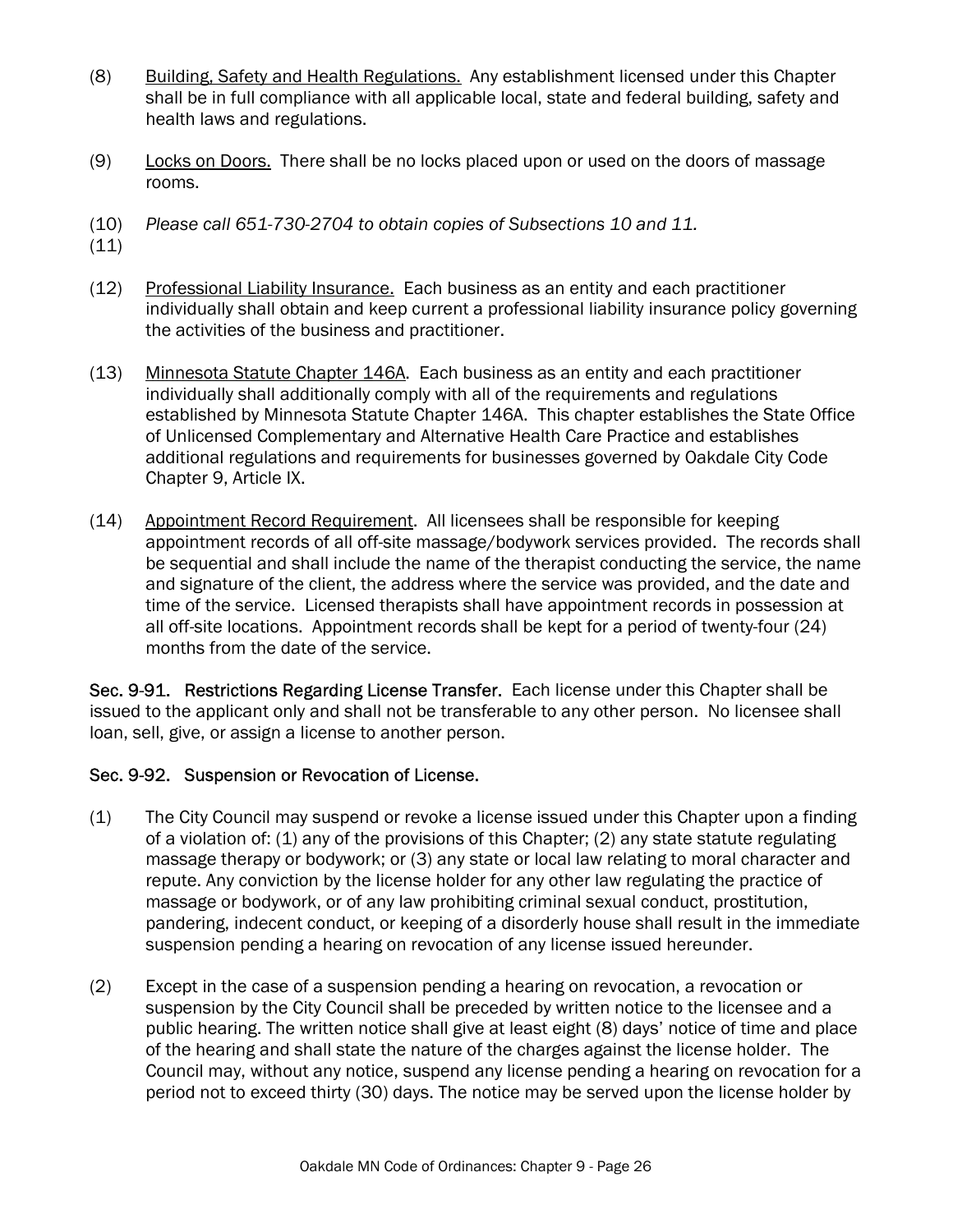(8) Building, Safety and Health Regulations. Any establishment licensed under this Chapter shall be in full compliance with all applicable local, state and federal building, safety and health laws and regulations.

(9) Locks on Doors. There shall be no locks placed upon or used on the doors of massage rooms.

(10) *Please call 651-730-2704 to obtain copies of Subsections 10 and 11.*
(11)

(12) Professional Liability Insurance. Each business as an entity and each practitioner individually shall obtain and keep current a professional liability insurance policy governing the activities of the business and practitioner.

(13) Minnesota Statute Chapter 146A. Each business as an entity and each practitioner individually shall additionally comply with all of the requirements and regulations established by Minnesota Statute Chapter 146A. This chapter establishes the State Office of Unlicensed Complementary and Alternative Health Care Practice and establishes additional regulations and requirements for businesses governed by Oakdale City Code Chapter 9, Article IX.

(14) Appointment Record Requirement. All licensees shall be responsible for keeping appointment records of all off-site massage/bodywork services provided. The records shall be sequential and shall include the name of the therapist conducting the service, the name and signature of the client, the address where the service was provided, and the date and time of the service. Licensed therapists shall have appointment records in possession at all off-site locations. Appointment records shall be kept for a period of twenty-four (24) months from the date of the service.

**Sec. 9-91. Restrictions Regarding License Transfer.** Each license under this Chapter shall be issued to the applicant only and shall not be transferable to any other person. No licensee shall loan, sell, give, or assign a license to another person.

**Sec. 9-92. Suspension or Revocation of License.**

(1) The City Council may suspend or revoke a license issued under this Chapter upon a finding of a violation of: (1) any of the provisions of this Chapter; (2) any state statute regulating massage therapy or bodywork; or (3) any state or local law relating to moral character and repute. Any conviction by the license holder for any other law regulating the practice of massage or bodywork, or of any law prohibiting criminal sexual conduct, prostitution, pandering, indecent conduct, or keeping of a disorderly house shall result in the immediate suspension pending a hearing on revocation of any license issued hereunder.

(2) Except in the case of a suspension pending a hearing on revocation, a revocation or suspension by the City Council shall be preceded by written notice to the licensee and a public hearing. The written notice shall give at least eight (8) days' notice of time and place of the hearing and shall state the nature of the charges against the license holder. The Council may, without any notice, suspend any license pending a hearing on revocation for a period not to exceed thirty (30) days. The notice may be served upon the license holder by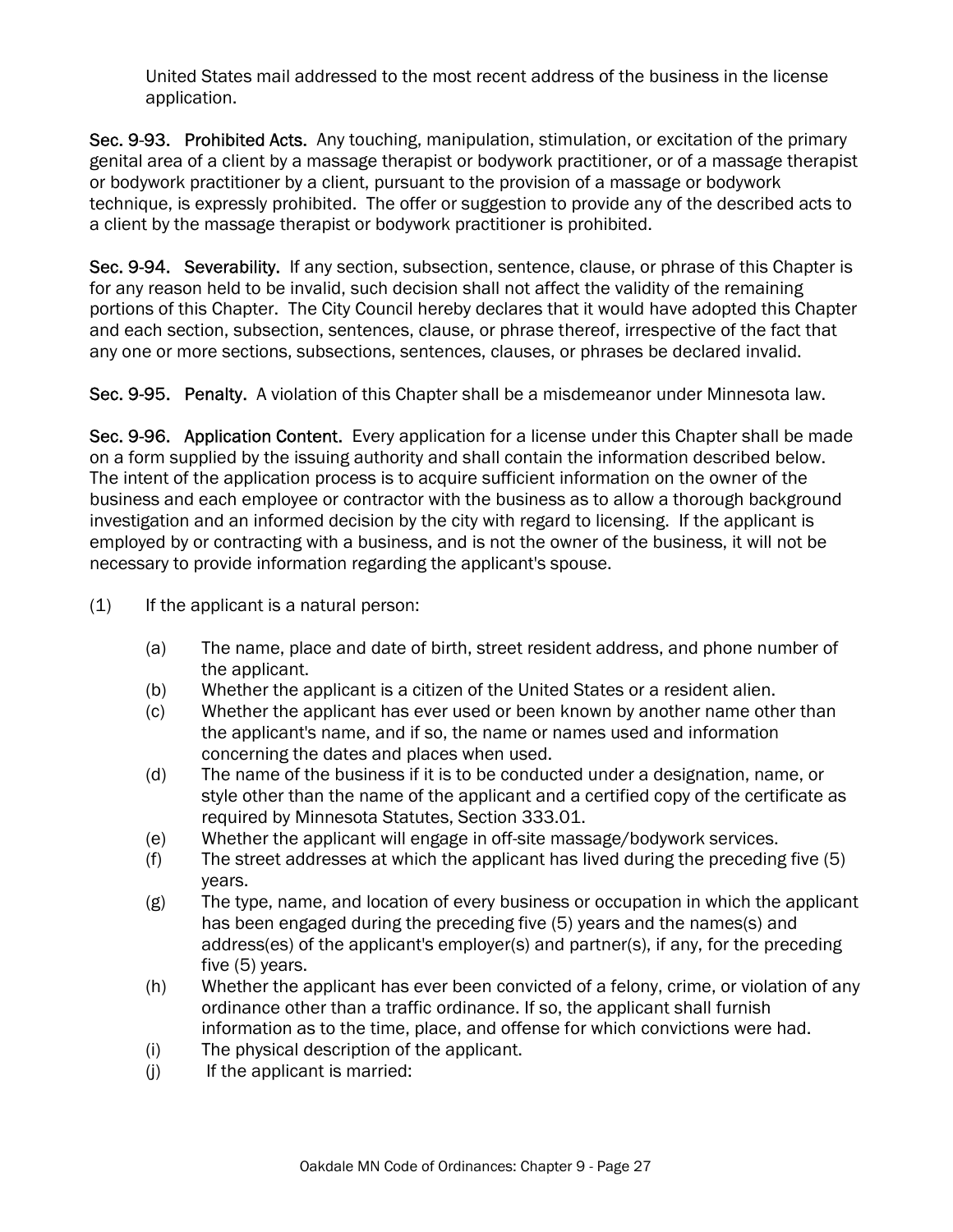United States mail addressed to the most recent address of the business in the license application.

**Sec. 9-93. Prohibited Acts.** Any touching, manipulation, stimulation, or excitation of the primary genital area of a client by a massage therapist or bodywork practitioner, or of a massage therapist or bodywork practitioner by a client, pursuant to the provision of a massage or bodywork technique, is expressly prohibited. The offer or suggestion to provide any of the described acts to a client by the massage therapist or bodywork practitioner is prohibited.

**Sec. 9-94. Severability.** If any section, subsection, sentence, clause, or phrase of this Chapter is for any reason held to be invalid, such decision shall not affect the validity of the remaining portions of this Chapter. The City Council hereby declares that it would have adopted this Chapter and each section, subsection, sentences, clause, or phrase thereof, irrespective of the fact that any one or more sections, subsections, sentences, clauses, or phrases be declared invalid.

**Sec. 9-95. Penalty.** A violation of this Chapter shall be a misdemeanor under Minnesota law.

**Sec. 9-96. Application Content.** Every application for a license under this Chapter shall be made on a form supplied by the issuing authority and shall contain the information described below. The intent of the application process is to acquire sufficient information on the owner of the business and each employee or contractor with the business as to allow a thorough background investigation and an informed decision by the city with regard to licensing. If the applicant is employed by or contracting with a business, and is not the owner of the business, it will not be necessary to provide information regarding the applicant's spouse.

(1) If the applicant is a natural person:

- (a) The name, place and date of birth, street resident address, and phone number of the applicant.
- (b) Whether the applicant is a citizen of the United States or a resident alien.
- (c) Whether the applicant has ever used or been known by another name other than the applicant's name, and if so, the name or names used and information concerning the dates and places when used.
- (d) The name of the business if it is to be conducted under a designation, name, or style other than the name of the applicant and a certified copy of the certificate as required by Minnesota Statutes, Section 333.01.
- (e) Whether the applicant will engage in off-site massage/bodywork services.
- (f) The street addresses at which the applicant has lived during the preceding five (5) years.
- (g) The type, name, and location of every business or occupation in which the applicant has been engaged during the preceding five (5) years and the names(s) and address(es) of the applicant's employer(s) and partner(s), if any, for the preceding five (5) years.
- (h) Whether the applicant has ever been convicted of a felony, crime, or violation of any ordinance other than a traffic ordinance. If so, the applicant shall furnish information as to the time, place, and offense for which convictions were had.
- (i) The physical description of the applicant.
- (j) If the applicant is married: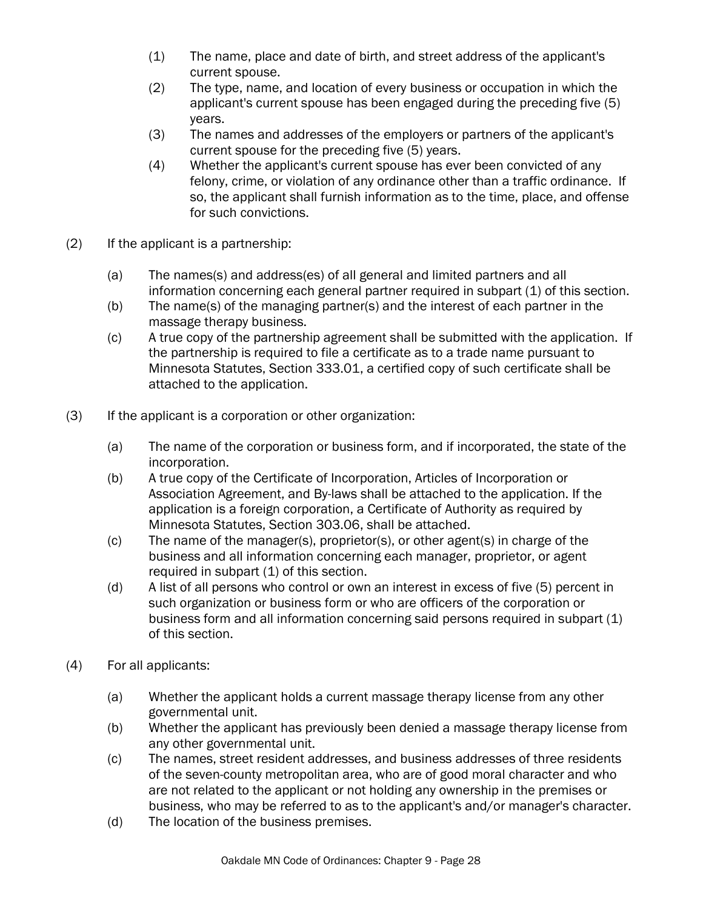(1) The name, place and date of birth, and street address of the applicant's current spouse.

(2) The type, name, and location of every business or occupation in which the applicant's current spouse has been engaged during the preceding five (5) years.

(3) The names and addresses of the employers or partners of the applicant's current spouse for the preceding five (5) years.

(4) Whether the applicant's current spouse has ever been convicted of any felony, crime, or violation of any ordinance other than a traffic ordinance. If so, the applicant shall furnish information as to the time, place, and offense for such convictions.

(2) If the applicant is a partnership:

(a) The names(s) and address(es) of all general and limited partners and all information concerning each general partner required in subpart (1) of this section.

(b) The name(s) of the managing partner(s) and the interest of each partner in the massage therapy business.

(c) A true copy of the partnership agreement shall be submitted with the application. If the partnership is required to file a certificate as to a trade name pursuant to Minnesota Statutes, Section 333.01, a certified copy of such certificate shall be attached to the application.

(3) If the applicant is a corporation or other organization:

(a) The name of the corporation or business form, and if incorporated, the state of the incorporation.

(b) A true copy of the Certificate of Incorporation, Articles of Incorporation or Association Agreement, and By-laws shall be attached to the application. If the application is a foreign corporation, a Certificate of Authority as required by Minnesota Statutes, Section 303.06, shall be attached.

(c) The name of the manager(s), proprietor(s), or other agent(s) in charge of the business and all information concerning each manager, proprietor, or agent required in subpart (1) of this section.

(d) A list of all persons who control or own an interest in excess of five (5) percent in such organization or business form or who are officers of the corporation or business form and all information concerning said persons required in subpart (1) of this section.

(4) For all applicants:

(a) Whether the applicant holds a current massage therapy license from any other governmental unit.

(b) Whether the applicant has previously been denied a massage therapy license from any other governmental unit.

(c) The names, street resident addresses, and business addresses of three residents of the seven-county metropolitan area, who are of good moral character and who are not related to the applicant or not holding any ownership in the premises or business, who may be referred to as to the applicant's and/or manager's character.

(d) The location of the business premises.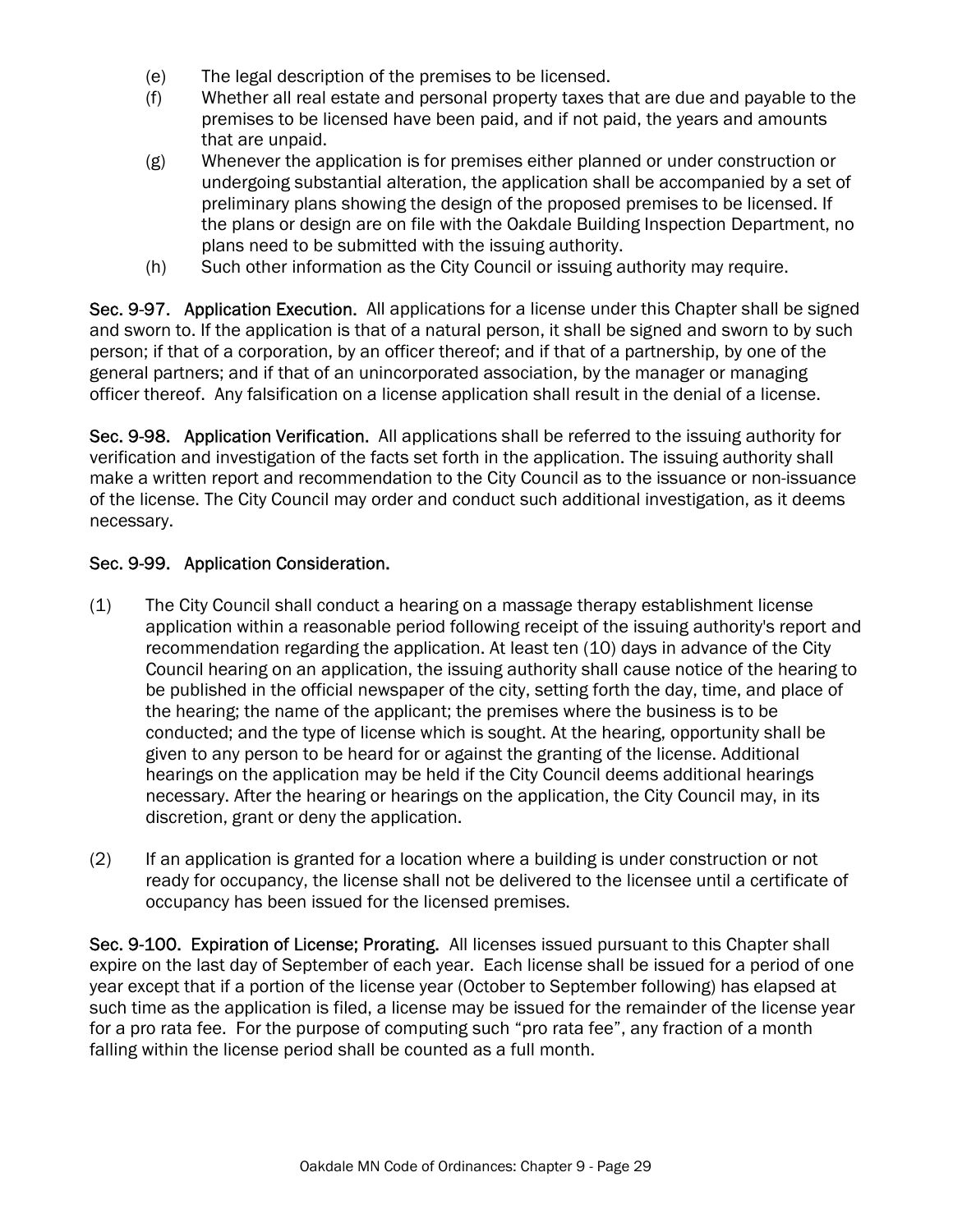(e) The legal description of the premises to be licensed.

(f) Whether all real estate and personal property taxes that are due and payable to the premises to be licensed have been paid, and if not paid, the years and amounts that are unpaid.

(g) Whenever the application is for premises either planned or under construction or undergoing substantial alteration, the application shall be accompanied by a set of preliminary plans showing the design of the proposed premises to be licensed. If the plans or design are on file with the Oakdale Building Inspection Department, no plans need to be submitted with the issuing authority.

(h) Such other information as the City Council or issuing authority may require.

**Sec. 9-97. Application Execution.** All applications for a license under this Chapter shall be signed and sworn to. If the application is that of a natural person, it shall be signed and sworn to by such person; if that of a corporation, by an officer thereof; and if that of a partnership, by one of the general partners; and if that of an unincorporated association, by the manager or managing officer thereof. Any falsification on a license application shall result in the denial of a license.

**Sec. 9-98. Application Verification.** All applications shall be referred to the issuing authority for verification and investigation of the facts set forth in the application. The issuing authority shall make a written report and recommendation to the City Council as to the issuance or non-issuance of the license. The City Council may order and conduct such additional investigation, as it deems necessary.

**Sec. 9-99. Application Consideration.**

(1) The City Council shall conduct a hearing on a massage therapy establishment license application within a reasonable period following receipt of the issuing authority's report and recommendation regarding the application. At least ten (10) days in advance of the City Council hearing on an application, the issuing authority shall cause notice of the hearing to be published in the official newspaper of the city, setting forth the day, time, and place of the hearing; the name of the applicant; the premises where the business is to be conducted; and the type of license which is sought. At the hearing, opportunity shall be given to any person to be heard for or against the granting of the license. Additional hearings on the application may be held if the City Council deems additional hearings necessary. After the hearing or hearings on the application, the City Council may, in its discretion, grant or deny the application.

(2) If an application is granted for a location where a building is under construction or not ready for occupancy, the license shall not be delivered to the licensee until a certificate of occupancy has been issued for the licensed premises.

**Sec. 9-100. Expiration of License; Prorating.** All licenses issued pursuant to this Chapter shall expire on the last day of September of each year. Each license shall be issued for a period of one year except that if a portion of the license year (October to September following) has elapsed at such time as the application is filed, a license may be issued for the remainder of the license year for a pro rata fee. For the purpose of computing such "pro rata fee", any fraction of a month falling within the license period shall be counted as a full month.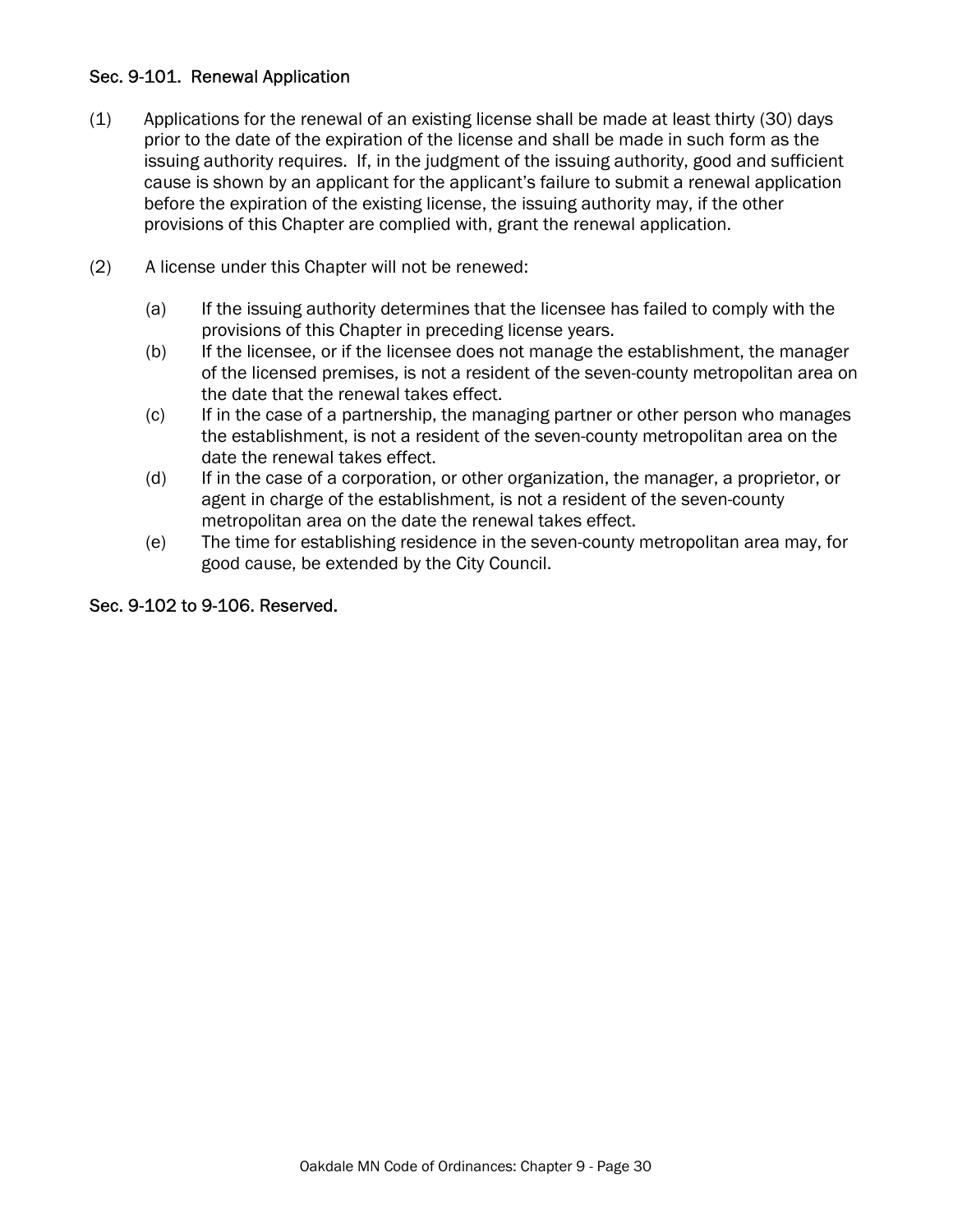### Sec. 9-101. Renewal Application

(1) Applications for the renewal of an existing license shall be made at least thirty (30) days prior to the date of the expiration of the license and shall be made in such form as the issuing authority requires. If, in the judgment of the issuing authority, good and sufficient cause is shown by an applicant for the applicant's failure to submit a renewal application before the expiration of the existing license, the issuing authority may, if the other provisions of this Chapter are complied with, grant the renewal application.

(2) A license under this Chapter will not be renewed:

- (a) If the issuing authority determines that the licensee has failed to comply with the provisions of this Chapter in preceding license years.
- (b) If the licensee, or if the licensee does not manage the establishment, the manager of the licensed premises, is not a resident of the seven-county metropolitan area on the date that the renewal takes effect.
- (c) If in the case of a partnership, the managing partner or other person who manages the establishment, is not a resident of the seven-county metropolitan area on the date the renewal takes effect.
- (d) If in the case of a corporation, or other organization, the manager, a proprietor, or agent in charge of the establishment, is not a resident of the seven-county metropolitan area on the date the renewal takes effect.
- (e) The time for establishing residence in the seven-county metropolitan area may, for good cause, be extended by the City Council.

### Sec. 9-102 to 9-106. Reserved.